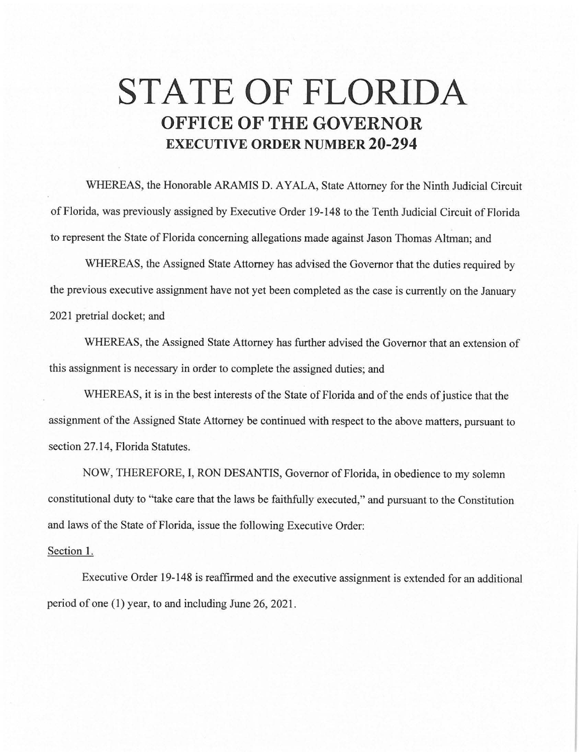# STATE OF FLORIDA

## OFFICE OF THE GOVERNOR

### EXECUTIVE ORDER NUMBER 20-294

WHEREAS, the Honorable ARAMIS D. AYALA, State Attorney for the Ninth Judicial Circuit of Florida, was previously assigned by Executive Order 19-148 to the Tenth Judicial Circuit of Florida to represent the State of Florida concerning allegations made against Jason Thomas Altman; and

WHEREAS, the Assigned State Attorney has advised the Governor that the duties required by the previous executive assignment have not yet been completed as the case is currently on the January 2021 pretrial docket; and

WHEREAS, the Assigned State Attorney has further advised the Governor that an extension of this assignment is necessary in order to complete the assigned duties; and

WHEREAS, it is in the best interests of the State of Florida and of the ends of justice that the assignment of the Assigned State Attorney be continued with respect to the above matters, pursuant to section 27.14, Florida Statutes.

NOW, THEREFORE, I, RON DESANTIS, Governor of Florida, in obedience to my solemn constitutional duty to "take care that the laws be faithfully executed," and pursuant to the Constitution and laws of the State of Florida, issue the following Executive Order:

Section 1.

Executive Order 19-148 is reaffirmed and the executive assignment is extended for an additional period of one (1) year, to and including June 26, 2021.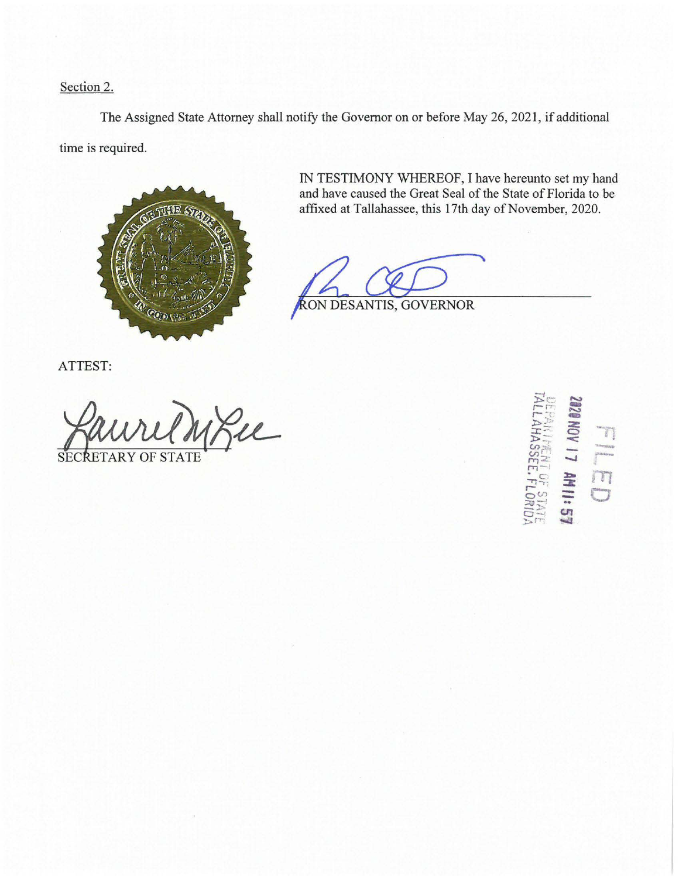Section 2.

The Assigned State Attorney shall notify the Governor on or before May 26, 2021, if additional time is required.

IN TESTIMONY WHEREOF, I have hereunto set my hand and have caused the Great Seal of the State of Florida to be affixed at Tallahassee, this 17th day of November, 2020.

RON DESANTIS, GOVERNOR

ATTEST:

SECRETARY OF STATE

FILED

2020 NOV 17 AM 11:57

DEPARTMENT OF STATE
TALLAHASSEE, FLORIDA